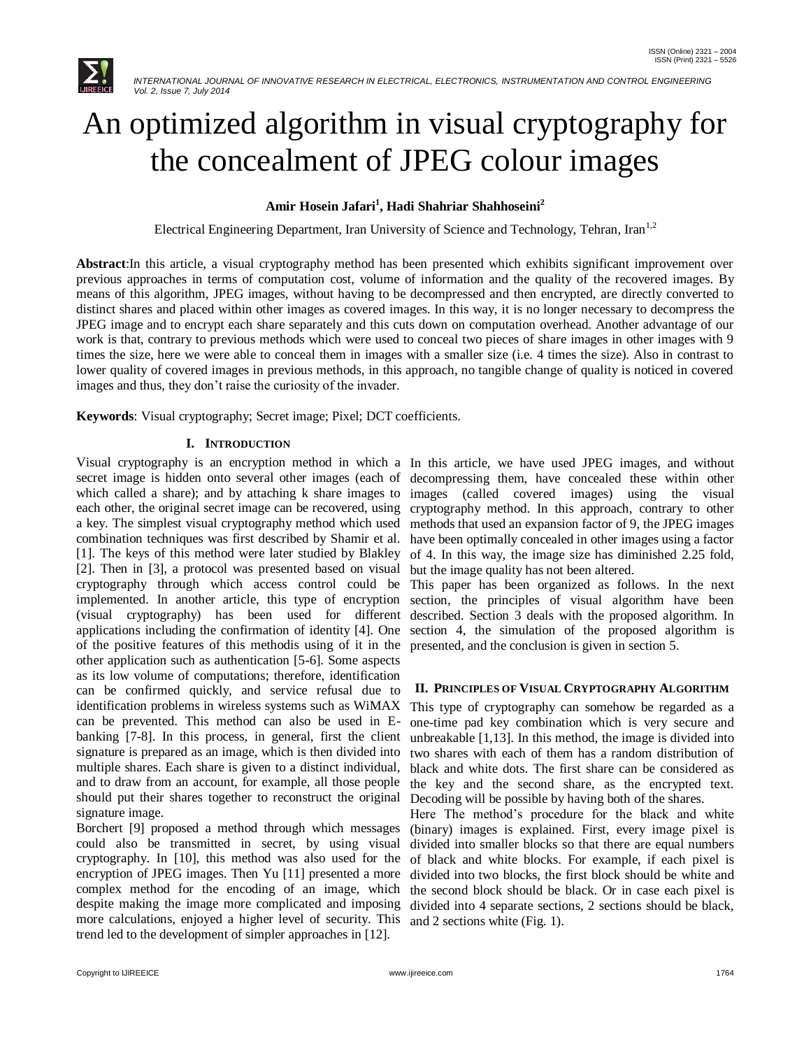# An optimized algorithm in visual cryptography for the concealment of JPEG colour images

**Amir Hosein Jafari[1], Hadi Shahriar Shahhoseini[2]**

Electrical Engineering Department, Iran University of Science and Technology, Tehran, Iran[1,2]

**Abstract**:In this article, a visual cryptography method has been presented which exhibits significant improvement over previous approaches in terms of computation cost, volume of information and the quality of the recovered images. By means of this algorithm, JPEG images, without having to be decompressed and then encrypted, are directly converted to distinct shares and placed within other images as covered images. In this way, it is no longer necessary to decompress the JPEG image and to encrypt each share separately and this cuts down on computation overhead. Another advantage of our work is that, contrary to previous methods which were used to conceal two pieces of share images in other images with 9 times the size, here we were able to conceal them in images with a smaller size (i.e. 4 times the size). Also in contrast to lower quality of covered images in previous methods, in this approach, no tangible change of quality is noticed in covered images and thus, they don't raise the curiosity of the invader.

**Keywords**: Visual cryptography; Secret image; Pixel; DCT coefficients.

## I. Introduction

Visual cryptography is an encryption method in which a secret image is hidden onto several other images (each of which called a share); and by attaching k share images to each other, the original secret image can be recovered, using a key. The simplest visual cryptography method which used combination techniques was first described by Shamir et al. [1]. The keys of this method were later studied by Blakley [2]. Then in [3], a protocol was presented based on visual cryptography through which access control could be implemented. In another article, this type of encryption (visual cryptography) has been used for different applications including the confirmation of identity [4]. One of the positive features of this methodis using of it in the other application such as authentication [5-6]. Some aspects as its low volume of computations; therefore, identification can be confirmed quickly, and service refusal due to identification problems in wireless systems such as WiMAX can be prevented. This method can also be used in E-banking [7-8]. In this process, in general, first the client signature is prepared as an image, which is then divided into multiple shares. Each share is given to a distinct individual, and to draw from an account, for example, all those people should put their shares together to reconstruct the original signature image.

Borchert [9] proposed a method through which messages could also be transmitted in secret, by using visual cryptography. In [10], this method was also used for the encryption of JPEG images. Then Yu [11] presented a more complex method for the encoding of an image, which despite making the image more complicated and imposing more calculations, enjoyed a higher level of security. This trend led to the development of simpler approaches in [12].

In this article, we have used JPEG images, and without decompressing them, have concealed these within other images (called covered images) using the visual cryptography method. In this approach, contrary to other methods that used an expansion factor of 9, the JPEG images have been optimally concealed in other images using a factor of 4. In this way, the image size has diminished 2.25 fold, but the image quality has not been altered.

This paper has been organized as follows. In the next section, the principles of visual algorithm have been described. Section 3 deals with the proposed algorithm. In section 4, the simulation of the proposed algorithm is presented, and the conclusion is given in section 5.

## II. Principles of Visual Cryptography Algorithm

This type of cryptography can somehow be regarded as a one-time pad key combination which is very secure and unbreakable [1,13]. In this method, the image is divided into two shares with each of them has a random distribution of black and white dots. The first share can be considered as the key and the second share, as the encrypted text. Decoding will be possible by having both of the shares.

Here The method's procedure for the black and white (binary) images is explained. First, every image pixel is divided into smaller blocks so that there are equal numbers of black and white blocks. For example, if each pixel is divided into two blocks, the first block should be white and the second block should be black. Or in case each pixel is divided into 4 separate sections, 2 sections should be black, and 2 sections white (Fig. 1).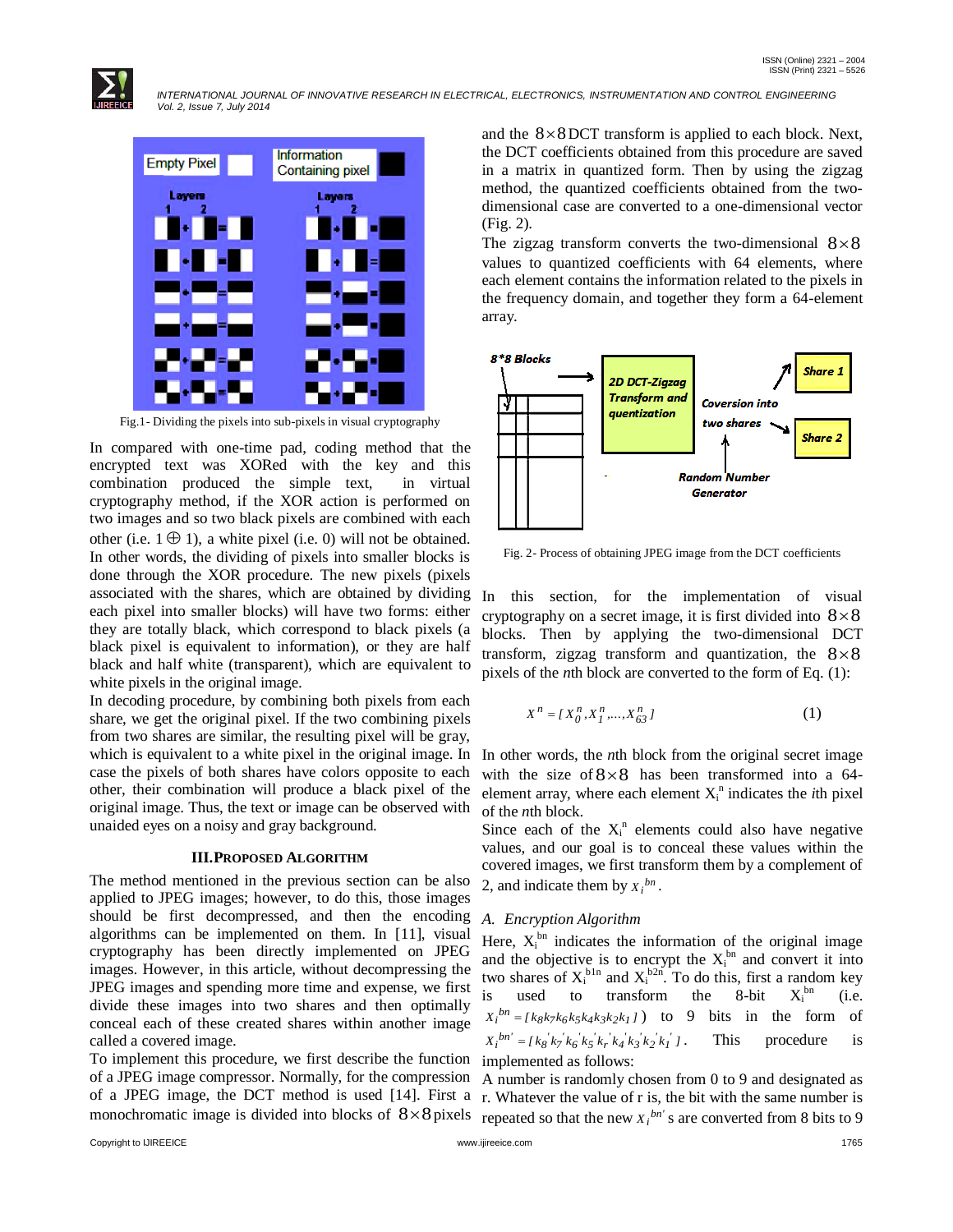Fig.1- Dividing the pixels into sub-pixels in visual cryptography

In compared with one-time pad, coding method that the encrypted text was XORed with the key and this combination produced the simple text, in virtual cryptography method, if the XOR action is performed on two images and so two black pixels are combined with each other (i.e. 1 ⊕ 1), a white pixel (i.e. 0) will not be obtained. In other words, the dividing of pixels into smaller blocks is done through the XOR procedure. The new pixels (pixels associated with the shares, which are obtained by dividing each pixel into smaller blocks) will have two forms: either they are totally black, which correspond to black pixels (a black pixel is equivalent to information), or they are half black and half white (transparent), which are equivalent to white pixels in the original image.

In decoding procedure, by combining both pixels from each share, we get the original pixel. If the two combining pixels from two shares are similar, the resulting pixel will be gray, which is equivalent to a white pixel in the original image. In case the pixels of both shares have colors opposite to each other, their combination will produce a black pixel of the original image. Thus, the text or image can be observed with unaided eyes on a noisy and gray background.

## III. Proposed Algorithm

The method mentioned in the previous section can be also applied to JPEG images; however, to do this, those images should be first decompressed, and then the encoding algorithms can be implemented on them. In [11], visual cryptography has been directly implemented on JPEG images. However, in this article, without decompressing the JPEG images and spending more time and expense, we first divide these images into two shares and then optimally conceal each of these created shares within another image called a covered image.

To implement this procedure, we first describe the function of a JPEG image compressor. Normally, for the compression of a JPEG image, the DCT method is used [14]. First a monochromatic image is divided into blocks of $8\times8$ pixels and the $8\times8$ DCT transform is applied to each block. Next, the DCT coefficients obtained from this procedure are saved in a matrix in quantized form. Then by using the zigzag method, the quantized coefficients obtained from the two-dimensional case are converted to a one-dimensional vector (Fig. 2).

The zigzag transform converts the two-dimensional $8\times8$ values to quantized coefficients with 64 elements, where each element contains the information related to the pixels in the frequency domain, and together they form a 64-element array.

Fig. 2- Process of obtaining JPEG image from the DCT coefficients

In this section, for the implementation of visual cryptography on a secret image, it is first divided into $8\times8$ blocks. Then by applying the two-dimensional DCT transform, zigzag transform and quantization, the $8\times8$ pixels of the *n*th block are converted to the form of Eq. (1):

$$X^n = [X_0^n, X_1^n, \ldots, X_{63}^n] \tag{1}$$

In other words, the *n*th block from the original secret image with the size of $8\times8$ has been transformed into a 64-element array, where each element $X_i^n$ indicates the *i*th pixel of the *n*th block.

Since each of the $X_i^n$ elements could also have negative values, and our goal is to conceal these values within the covered images, we first transform them by a complement of 2, and indicate them by $X_i^{bn}$.

### A. Encryption Algorithm

Here, $X_i^{bn}$ indicates the information of the original image and the objective is to encrypt the $X_i^{bn}$ and convert it into two shares of $X_i^{b1n}$ and $X_i^{b2n}$. To do this, first a random key is used to transform the 8-bit $X_i^{bn}$ (i.e. $X_i^{bn} = [k_8k_7k_6k_5k_4k_3k_2k_1]$) to 9 bits in the form of $X_i^{bn'} = [k_8'k_7'k_6'k_5'k_r'k_4'k_3'k_2'k_1']$. This procedure is implemented as follows:

A number is randomly chosen from 0 to 9 and designated as r. Whatever the value of r is, the bit with the same number is repeated so that the new $X_i^{bn'}$ s are converted from 8 bits to 9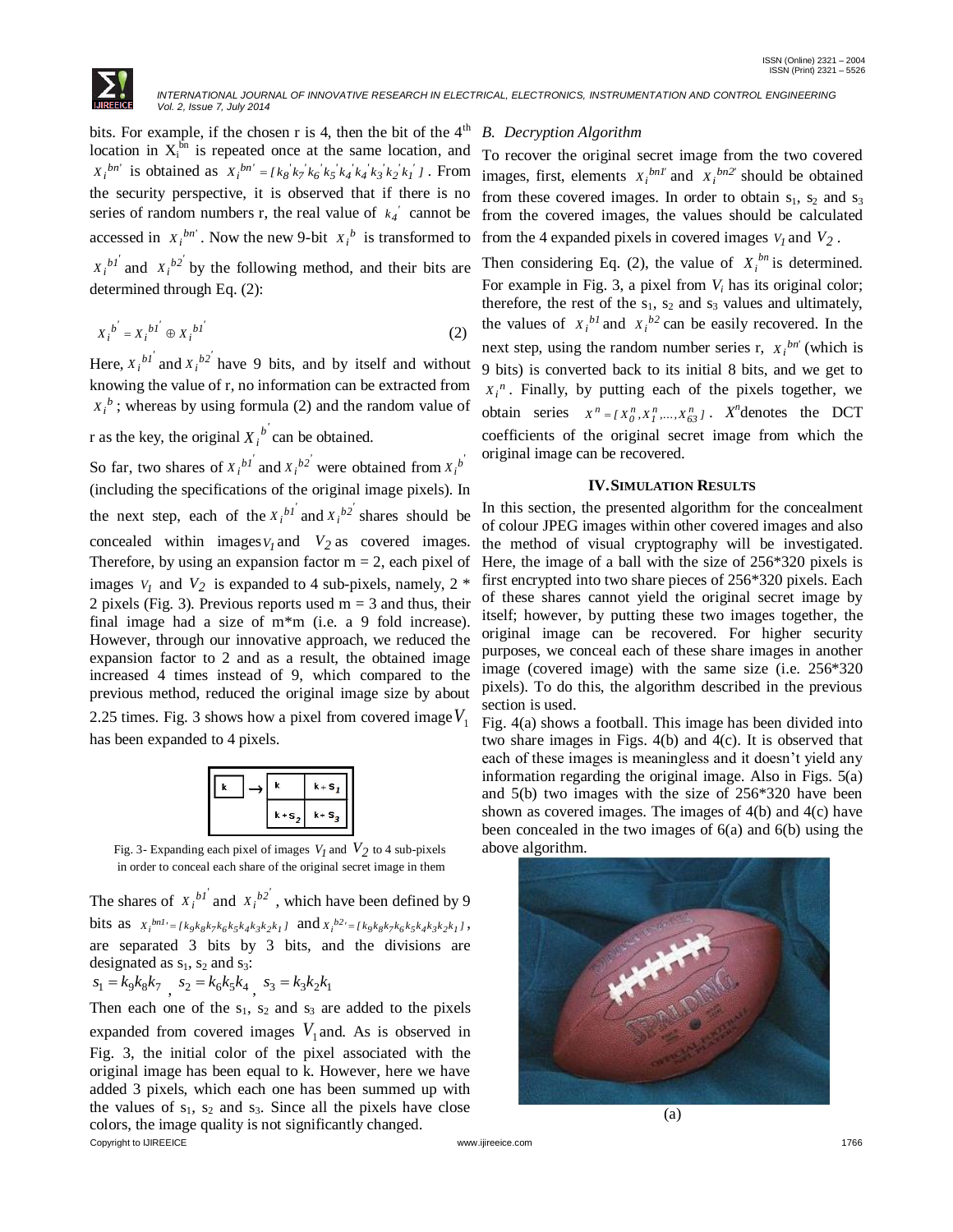bits. For example, if the chosen r is 4, then the bit of the 4th location in $X_i^{bn}$ is repeated once at the same location, and $X_i^{bn'}$ is obtained as $X_i^{bn'} = [k_8^{'} k_7^{'} k_6^{'} k_5^{'} k_4^{'} k_4^{'} k_3^{'} k_2^{'} k_1^{'}]$. From the security perspective, it is observed that if there is no series of random numbers r, the real value of $k_4^{'}$ cannot be accessed in $X_i^{bn'}$. Now the new 9-bit $X_i^{b}$ is transformed to $X_i^{b1'}$ and $X_i^{b2'}$ by the following method, and their bits are determined through Eq. (2):

$$X_i^{b'} = X_i^{b1'} \oplus X_i^{b1'} \tag{2}$$

Here, $X_i^{b1'}$ and $X_i^{b2'}$ have 9 bits, and by itself and without knowing the value of r, no information can be extracted from $X_i^{b}$; whereas by using formula (2) and the random value of r as the key, the original $X_i^{b'}$ can be obtained.

So far, two shares of $X_i^{b1'}$ and $X_i^{b2'}$ were obtained from $X_i^{b'}$ (including the specifications of the original image pixels). In the next step, each of the $X_i^{b1'}$ and $X_i^{b2'}$ shares should be concealed within images $V_1$ and $V_2$ as covered images. Therefore, by using an expansion factor m = 2, each pixel of images $V_1$ and $V_2$ is expanded to 4 sub-pixels, namely, 2 * 2 pixels (Fig. 3). Previous reports used m = 3 and thus, their final image had a size of m*m (i.e. a 9 fold increase). However, through our innovative approach, we reduced the expansion factor to 2 and as a result, the obtained image increased 4 times instead of 9, which compared to the previous method, reduced the original image size by about 2.25 times. Fig. 3 shows how a pixel from covered image $V_1$ has been expanded to 4 pixels.

| k | → | k | k + $s_1$ |
|---|---|---|---|
| | | k + $s_2$ | k + $s_3$ |

Fig. 3- Expanding each pixel of images $V_1$ and $V_2$ to 4 sub-pixels in order to conceal each share of the original secret image in them

The shares of $X_i^{b1'}$ and $X_i^{b2'}$, which have been defined by 9 bits as $X_i^{bn1'} = [k_9k_8k_7k_6k_5k_4k_3k_2k_1]$ and $X_i^{b2'} = [k_9k_8k_7k_6k_5k_4k_3k_2k_1]$, are separated 3 bits by 3 bits, and the divisions are designated as $s_1$, $s_2$ and $s_3$:

$s_1 = k_9k_8k_7$, $s_2 = k_6k_5k_4$, $s_3 = k_3k_2k_1$

Then each one of the $s_1$, $s_2$ and $s_3$ are added to the pixels expanded from covered images $V_1$ and. As is observed in Fig. 3, the initial color of the pixel associated with the original image has been equal to k. However, here we have added 3 pixels, which each one has been summed up with the values of $s_1$, $s_2$ and $s_3$. Since all the pixels have close colors, the image quality is not significantly changed.

### *B. Decryption Algorithm*

To recover the original secret image from the two covered images, first, elements $X_i^{bn1'}$ and $X_i^{bn2'}$ should be obtained from these covered images. In order to obtain $s_1$, $s_2$ and $s_3$ from the covered images, the values should be calculated from the 4 expanded pixels in covered images $V_1$ and $V_2$.

Then considering Eq. (2), the value of $X_i^{bn}$ is determined. For example in Fig. 3, a pixel from $V_i$ has its original color; therefore, the rest of the $s_1$, $s_2$ and $s_3$ values and ultimately, the values of $X_i^{b1}$ and $X_i^{b2}$ can be easily recovered. In the next step, using the random number series r, $X_i^{bn'}$ (which is 9 bits) is converted back to its initial 8 bits, and we get to $X_i^{n}$. Finally, by putting each of the pixels together, we obtain series $X^n = [X_0^n, X_1^n, ..., X_{63}^n]$. $X^n$ denotes the DCT coefficients of the original secret image from which the original image can be recovered.

## IV. Simulation Results

In this section, the presented algorithm for the concealment of colour JPEG images within other covered images and also the method of visual cryptography will be investigated. Here, the image of a ball with the size of 256*320 pixels is first encrypted into two share pieces of 256*320 pixels. Each of these shares cannot yield the original secret image by itself; however, by putting these two images together, the original image can be recovered. For higher security purposes, we conceal each of these share images in another image (covered image) with the same size (i.e. 256*320 pixels). To do this, the algorithm described in the previous section is used.

Fig. 4(a) shows a football. This image has been divided into two share images in Figs. 4(b) and 4(c). It is observed that each of these images is meaningless and it doesn't yield any information regarding the original image. Also in Figs. 5(a) and 5(b) two images with the size of 256*320 have been shown as covered images. The images of 4(b) and 4(c) have been concealed in the two images of 6(a) and 6(b) using the above algorithm.

(a)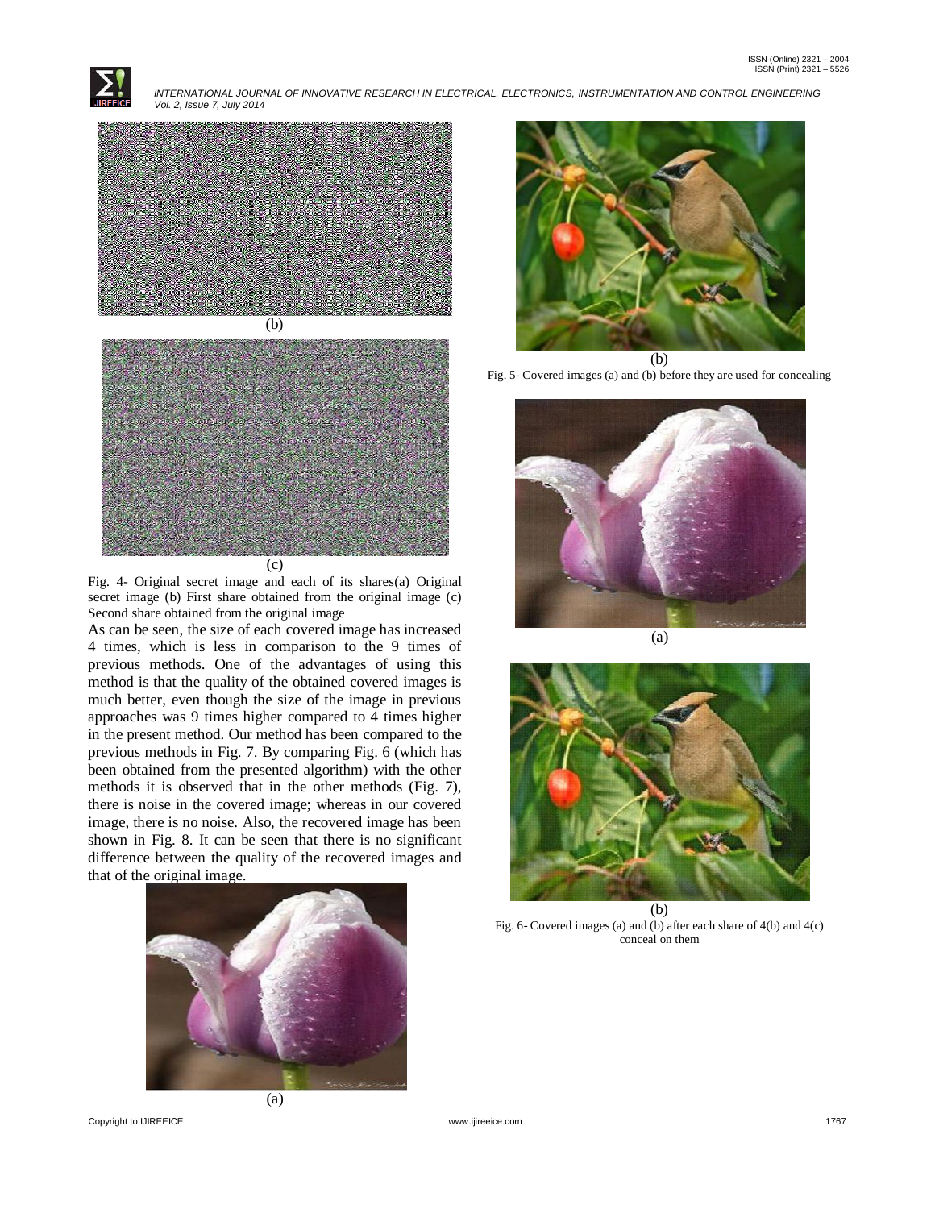(b)

(c)

Fig. 4- Original secret image and each of its shares(a) Original secret image (b) First share obtained from the original image (c) Second share obtained from the original image

As can be seen, the size of each covered image has increased 4 times, which is less in comparison to the 9 times of previous methods. One of the advantages of using this method is that the quality of the obtained covered images is much better, even though the size of the image in previous approaches was 9 times higher compared to 4 times higher in the present method. Our method has been compared to the previous methods in Fig. 7. By comparing Fig. 6 (which has been obtained from the presented algorithm) with the other methods it is observed that in the other methods (Fig. 7), there is noise in the covered image; whereas in our covered image, there is no noise. Also, the recovered image has been shown in Fig. 8. It can be seen that there is no significant difference between the quality of the recovered images and that of the original image.

(a)

(b)

Fig. 5- Covered images (a) and (b) before they are used for concealing

(a)

(b)

Fig. 6- Covered images (a) and (b) after each share of 4(b) and 4(c) conceal on them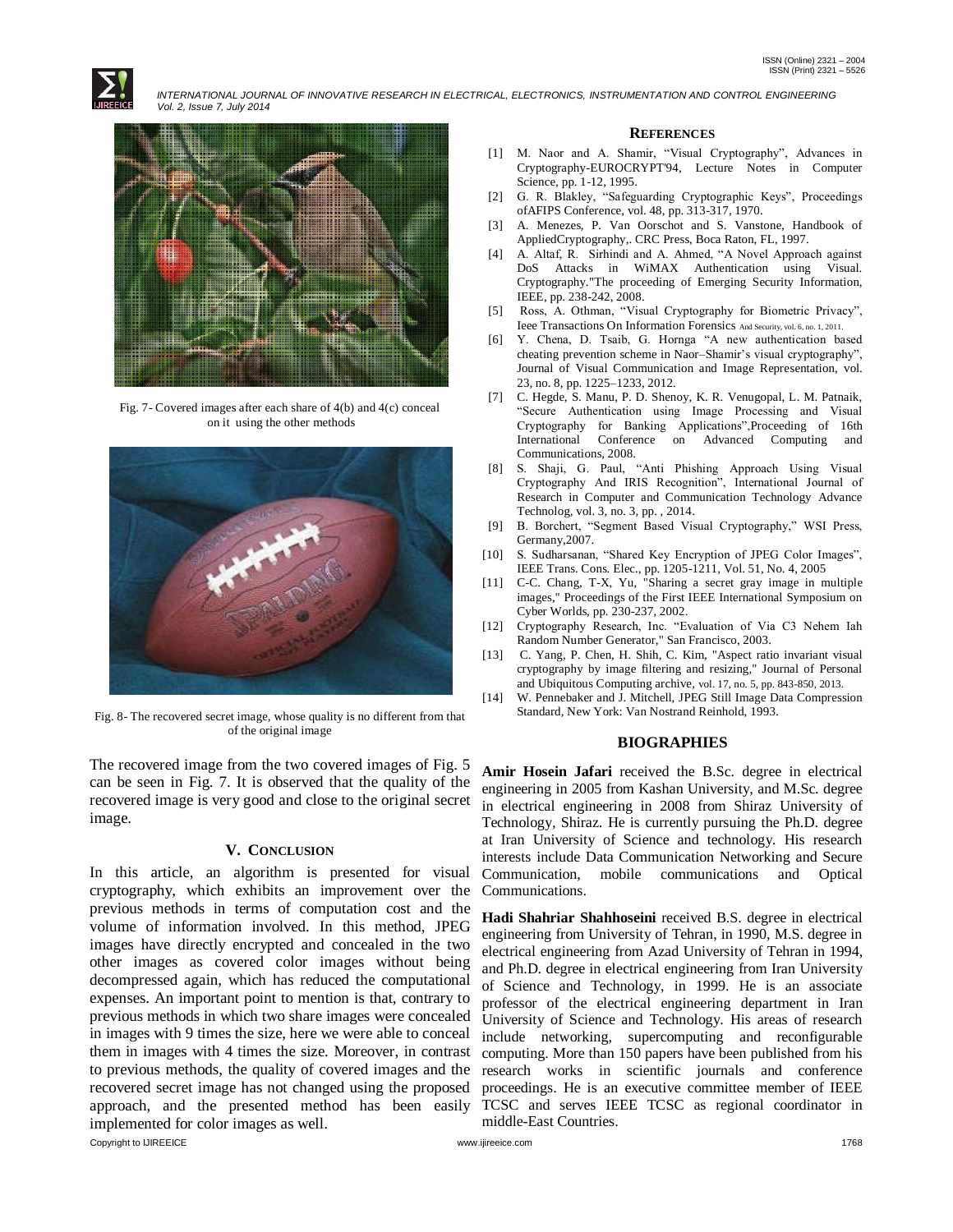Fig. 7- Covered images after each share of 4(b) and 4(c) conceal on it using the other methods

Fig. 8- The recovered secret image, whose quality is no different from that of the original image

The recovered image from the two covered images of Fig. 5 can be seen in Fig. 7. It is observed that the quality of the recovered image is very good and close to the original secret image.

## V. CONCLUSION

In this article, an algorithm is presented for visual cryptography, which exhibits an improvement over the previous methods in terms of computation cost and the volume of information involved. In this method, JPEG images have directly encrypted and concealed in the two other images as covered color images without being decompressed again, which has reduced the computational expenses. An important point to mention is that, contrary to previous methods in which two share images were concealed in images with 9 times the size, here we were able to conceal them in images with 4 times the size. Moreover, in contrast to previous methods, the quality of covered images and the recovered secret image has not changed using the proposed approach, and the presented method has been easily implemented for color images as well.

## REFERENCES

[1] M. Naor and A. Shamir, "Visual Cryptography", Advances in Cryptography-EUROCRYPT'94, Lecture Notes in Computer Science, pp. 1-12, 1995.

[2] G. R. Blakley, "Safeguarding Cryptographic Keys", Proceedings ofAFIPS Conference, vol. 48, pp. 313-317, 1970.

[3] A. Menezes, P. Van Oorschot and S. Vanstone, Handbook of AppliedCryptography,. CRC Press, Boca Raton, FL, 1997.

[4] A. Altaf, R. Sirhindi and A. Ahmed, "A Novel Approach against DoS Attacks in WiMAX Authentication using Visual. Cryptography."The proceeding of Emerging Security Information, IEEE, pp. 238-242, 2008.

[5] Ross, A. Othman, "Visual Cryptography for Biometric Privacy", Ieee Transactions On Information Forensics And Security, vol. 6, no. 1, 2011.

[6] Y. Chena, D. Tsaib, G. Hornga "A new authentication based cheating prevention scheme in Naor–Shamir's visual cryptography", Journal of Visual Communication and Image Representation, vol. 23, no. 8, pp. 1225–1233, 2012.

[7] C. Hegde, S. Manu, P. D. Shenoy, K. R. Venugopal, L. M. Patnaik, "Secure Authentication using Image Processing and Visual Cryptography for Banking Applications",Proceeding of 16th International Conference on Advanced Computing and Communications, 2008.

[8] S. Shaji, G. Paul, "Anti Phishing Approach Using Visual Cryptography And IRIS Recognition", International Journal of Research in Computer and Communication Technology Advance Technolog, vol. 3, no. 3, pp. , 2014.

[9] B. Borchert, "Segment Based Visual Cryptography," WSI Press, Germany,2007.

[10] S. Sudharsanan, "Shared Key Encryption of JPEG Color Images", IEEE Trans. Cons. Elec., pp. 1205-1211, Vol. 51, No. 4, 2005

[11] C-C. Chang, T-X, Yu, "Sharing a secret gray image in multiple images," Proceedings of the First IEEE International Symposium on Cyber Worlds, pp. 230-237, 2002.

[12] Cryptography Research, Inc. "Evaluation of Via C3 Nehem Iah Random Number Generator," San Francisco, 2003.

[13] C. Yang, P. Chen, H. Shih, C. Kim, "Aspect ratio invariant visual cryptography by image filtering and resizing," Journal of Personal and Ubiquitous Computing archive, vol. 17, no. 5, pp. 843-850, 2013.

[14] W. Pennebaker and J. Mitchell, JPEG Still Image Data Compression Standard, New York: Van Nostrand Reinhold, 1993.

## BIOGRAPHIES

**Amir Hosein Jafari** received the B.Sc. degree in electrical engineering in 2005 from Kashan University, and M.Sc. degree in electrical engineering in 2008 from Shiraz University of Technology, Shiraz. He is currently pursuing the Ph.D. degree at Iran University of Science and technology. His research interests include Data Communication Networking and Secure Communication, mobile communications and Optical Communications.

**Hadi Shahriar Shahhoseini** received B.S. degree in electrical engineering from University of Tehran, in 1990, M.S. degree in electrical engineering from Azad University of Tehran in 1994, and Ph.D. degree in electrical engineering from Iran University of Science and Technology, in 1999. He is an associate professor of the electrical engineering department in Iran University of Science and Technology. His areas of research include networking, supercomputing and reconfigurable computing. More than 150 papers have been published from his research works in scientific journals and conference proceedings. He is an executive committee member of IEEE TCSC and serves IEEE TCSC as regional coordinator in middle-East Countries.